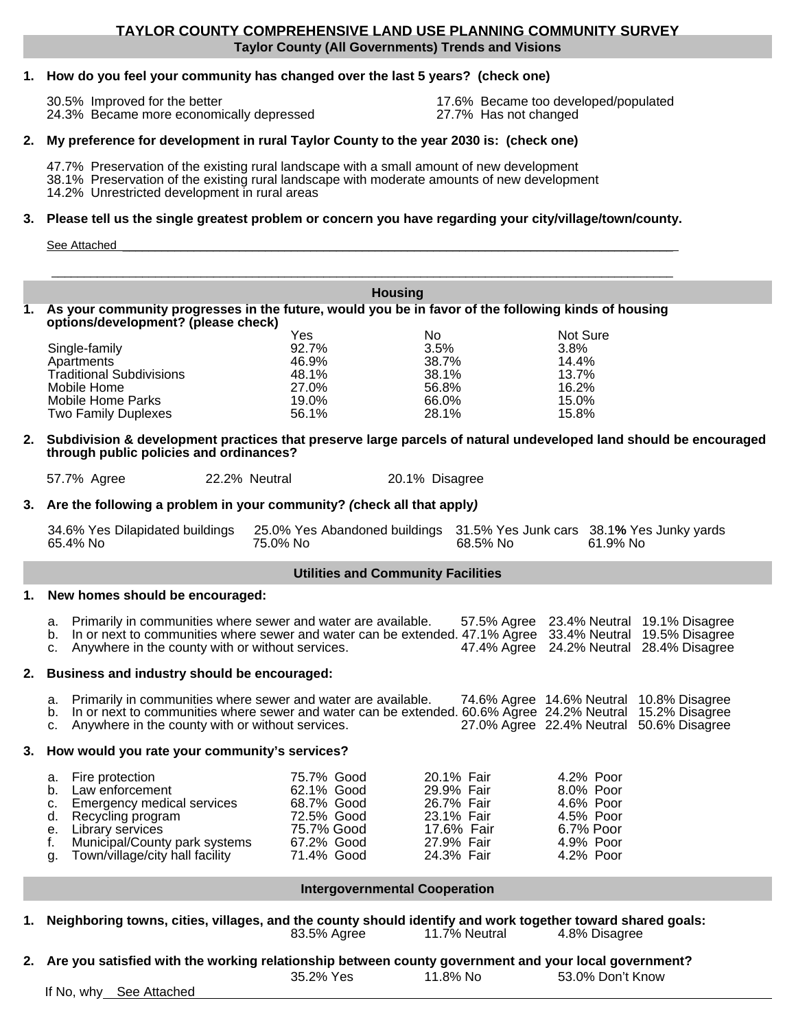# TAYLOR COUNTY COMPREHENSIVE LAND USE PLANNING COMMUNITY SURVEY

## Taylor County (All Governments) Trends and Visions

**1. How do you feel your community has changed over the last 5 years? (check one)**

30.5% Improved for the better
24.3% Became more economically depressed
17.6% Became too developed/populated
27.7% Has not changed

**2. My preference for development in rural Taylor County to the year 2030 is: (check one)**

47.7% Preservation of the existing rural landscape with a small amount of new development
38.1% Preservation of the existing rural landscape with moderate amounts of new development
14.2% Unrestricted development in rural areas

**3. Please tell us the single greatest problem or concern you have regarding your city/village/town/county.**

See Attached

## Housing

**1. As your community progresses in the future, would you be in favor of the following kinds of housing options/development? (please check)**

| | Yes | No | Not Sure |
|---|---|---|---|
| Single-family | 92.7% | 3.5% | 3.8% |
| Apartments | 46.9% | 38.7% | 14.4% |
| Traditional Subdivisions | 48.1% | 38.1% | 13.7% |
| Mobile Home | 27.0% | 56.8% | 16.2% |
| Mobile Home Parks | 19.0% | 66.0% | 15.0% |
| Two Family Duplexes | 56.1% | 28.1% | 15.8% |

**2. Subdivision & development practices that preserve large parcels of natural undeveloped land should be encouraged through public policies and ordinances?**

57.7% Agree 22.2% Neutral 20.1% Disagree

**3. Are the following a problem in your community? *(*check all that apply*)***

| Dilapidated buildings | Abandoned buildings | Junk cars | Junky yards |
|---|---|---|---|
| 34.6% Yes | 25.0% Yes | 31.5% Yes | 38.1**%** Yes |
| 65.4% No | 75.0% No | 68.5% No | 61.9% No |

## Utilities and Community Facilities

**1. New homes should be encouraged:**

| | Agree | Neutral | Disagree |
|---|---|---|---|
| a. Primarily in communities where sewer and water are available. | 57.5% | 23.4% | 19.1% |
| b. In or next to communities where sewer and water can be extended. | 47.1% | 33.4% | 19.5% |
| c. Anywhere in the county with or without services. | 47.4% | 24.2% | 28.4% |

**2. Business and industry should be encouraged:**

| | Agree | Neutral | Disagree |
|---|---|---|---|
| a. Primarily in communities where sewer and water are available. | 74.6% | 14.6% | 10.8% |
| b. In or next to communities where sewer and water can be extended. | 60.6% | 24.2% | 15.2% |
| c. Anywhere in the county with or without services. | 27.0% | 22.4% | 50.6% |

**3. How would you rate your community's services?**

| | Good | Fair | Poor |
|---|---|---|---|
| a. Fire protection | 75.7% | 20.1% | 4.2% |
| b. Law enforcement | 62.1% | 29.9% | 8.0% |
| c. Emergency medical services | 68.7% | 26.7% | 4.6% |
| d. Recycling program | 72.5% | 23.1% | 4.5% |
| e. Library services | 75.7% | 17.6% | 6.7% |
| f. Municipal/County park systems | 67.2% | 27.9% | 4.9% |
| g. Town/village/city hall facility | 71.4% | 24.3% | 4.2% |

## Intergovernmental Cooperation

**1. Neighboring towns, cities, villages, and the county should identify and work together toward shared goals:**

83.5% Agree 11.7% Neutral 4.8% Disagree

**2. Are you satisfied with the working relationship between county government and your local government?**

35.2% Yes 11.8% No 53.0% Don't Know

If No, why See Attached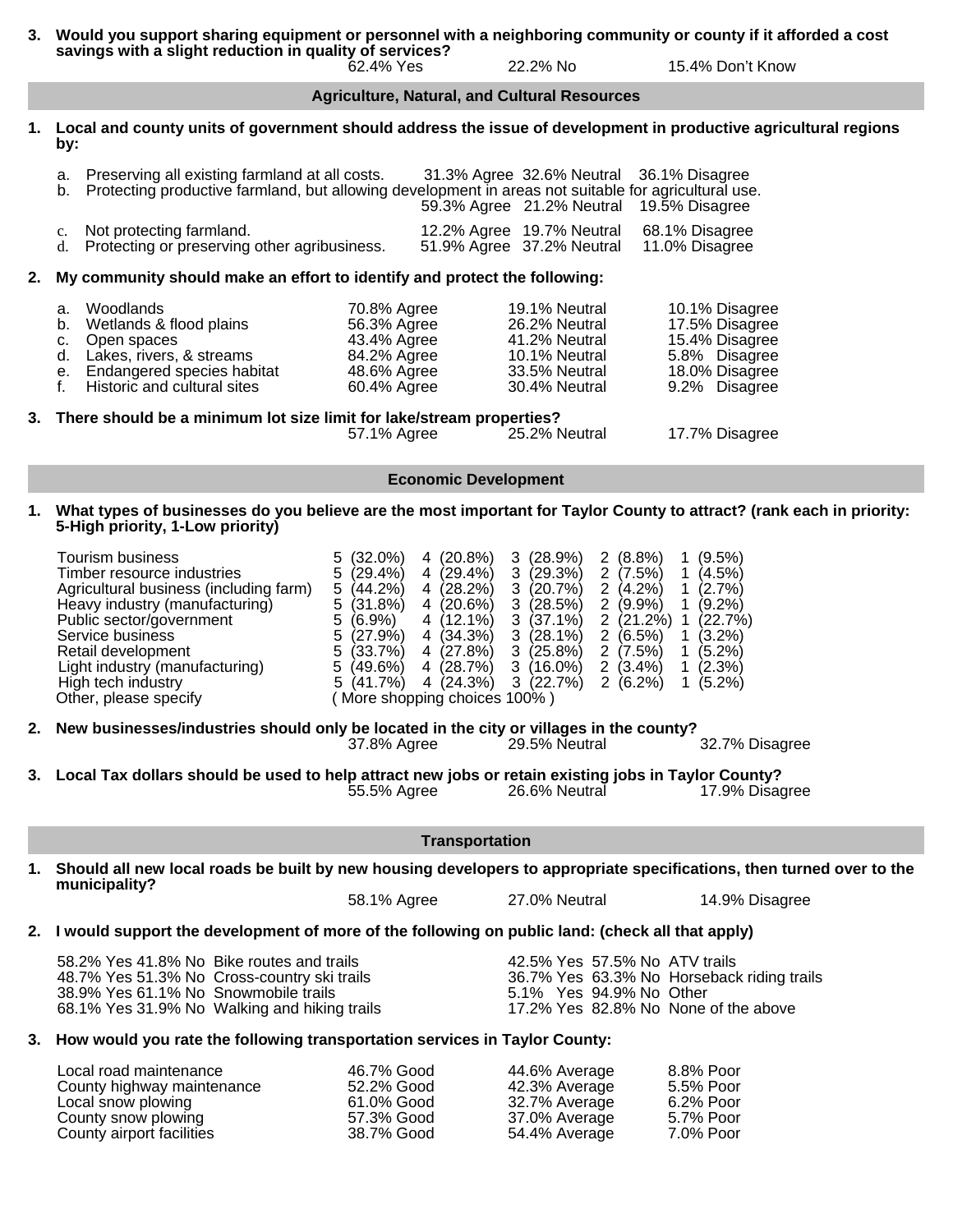**3. Would you support sharing equipment or personnel with a neighboring community or county if it afforded a cost savings with a slight reduction in quality of services?**

62.4% Yes | 22.2% No | 15.4% Don't Know

## Agriculture, Natural, and Cultural Resources

**1. Local and county units of government should address the issue of development in productive agricultural regions by:**

| | Agree | Neutral | Disagree |
|---|---|---|---|
| a. Preserving all existing farmland at all costs. | 31.3% Agree | 32.6% Neutral | 36.1% Disagree |
| b. Protecting productive farmland, but allowing development in areas not suitable for agricultural use. | 59.3% Agree | 21.2% Neutral | 19.5% Disagree |
| c. Not protecting farmland. | 12.2% Agree | 19.7% Neutral | 68.1% Disagree |
| d. Protecting or preserving other agribusiness. | 51.9% Agree | 37.2% Neutral | 11.0% Disagree |

**2. My community should make an effort to identify and protect the following:**

| | Agree | Neutral | Disagree |
|---|---|---|---|
| a. Woodlands | 70.8% Agree | 19.1% Neutral | 10.1% Disagree |
| b. Wetlands & flood plains | 56.3% Agree | 26.2% Neutral | 17.5% Disagree |
| c. Open spaces | 43.4% Agree | 41.2% Neutral | 15.4% Disagree |
| d. Lakes, rivers, & streams | 84.2% Agree | 10.1% Neutral | 5.8% Disagree |
| e. Endangered species habitat | 48.6% Agree | 33.5% Neutral | 18.0% Disagree |
| f. Historic and cultural sites | 60.4% Agree | 30.4% Neutral | 9.2% Disagree |

**3. There should be a minimum lot size limit for lake/stream properties?**

57.1% Agree | 25.2% Neutral | 17.7% Disagree

## Economic Development

**1. What types of businesses do you believe are the most important for Taylor County to attract? (rank each in priority: 5-High priority, 1-Low priority)**

| | 5 | 4 | 3 | 2 | 1 |
|---|---|---|---|---|---|
| Tourism business | 5 (32.0%) | 4 (20.8%) | 3 (28.9%) | 2 (8.8%) | 1 (9.5%) |
| Timber resource industries | 5 (29.4%) | 4 (29.4%) | 3 (29.3%) | 2 (7.5%) | 1 (4.5%) |
| Agricultural business (including farm) | 5 (44.2%) | 4 (28.2%) | 3 (20.7%) | 2 (4.2%) | 1 (2.7%) |
| Heavy industry (manufacturing) | 5 (31.8%) | 4 (20.6%) | 3 (28.5%) | 2 (9.9%) | 1 (9.2%) |
| Public sector/government | 5 (6.9%) | 4 (12.1%) | 3 (37.1%) | 2 (21.2%) | 1 (22.7%) |
| Service business | 5 (27.9%) | 4 (34.3%) | 3 (28.1%) | 2 (6.5%) | 1 (3.2%) |
| Retail development | 5 (33.7%) | 4 (27.8%) | 3 (25.8%) | 2 (7.5%) | 1 (5.2%) |
| Light industry (manufacturing) | 5 (49.6%) | 4 (28.7%) | 3 (16.0%) | 2 (3.4%) | 1 (2.3%) |
| High tech industry | 5 (41.7%) | 4 (24.3%) | 3 (22.7%) | 2 (6.2%) | 1 (5.2%) |
| Other, please specify | ( More shopping choices 100% ) | | | | |

**2. New businesses/industries should only be located in the city or villages in the county?**

37.8% Agree | 29.5% Neutral | 32.7% Disagree

**3. Local Tax dollars should be used to help attract new jobs or retain existing jobs in Taylor County?**

55.5% Agree | 26.6% Neutral | 17.9% Disagree

## Transportation

**1. Should all new local roads be built by new housing developers to appropriate specifications, then turned over to the municipality?**

58.1% Agree | 27.0% Neutral | 14.9% Disagree

**2. I would support the development of more of the following on public land: (check all that apply)**

| Yes | No | |
|---|---|---|
| 58.2% Yes | 41.8% No | Bike routes and trails |
| 48.7% Yes | 51.3% No | Cross-country ski trails |
| 38.9% Yes | 61.1% No | Snowmobile trails |
| 68.1% Yes | 31.9% No | Walking and hiking trails |
| 42.5% Yes | 57.5% No | ATV trails |
| 36.7% Yes | 63.3% No | Horseback riding trails |
| 5.1% Yes | 94.9% No | Other |
| 17.2% Yes | 82.8% No | None of the above |

**3. How would you rate the following transportation services in Taylor County:**

| | Good | Average | Poor |
|---|---|---|---|
| Local road maintenance | 46.7% Good | 44.6% Average | 8.8% Poor |
| County highway maintenance | 52.2% Good | 42.3% Average | 5.5% Poor |
| Local snow plowing | 61.0% Good | 32.7% Average | 6.2% Poor |
| County snow plowing | 57.3% Good | 37.0% Average | 5.7% Poor |
| County airport facilities | 38.7% Good | 54.4% Average | 7.0% Poor |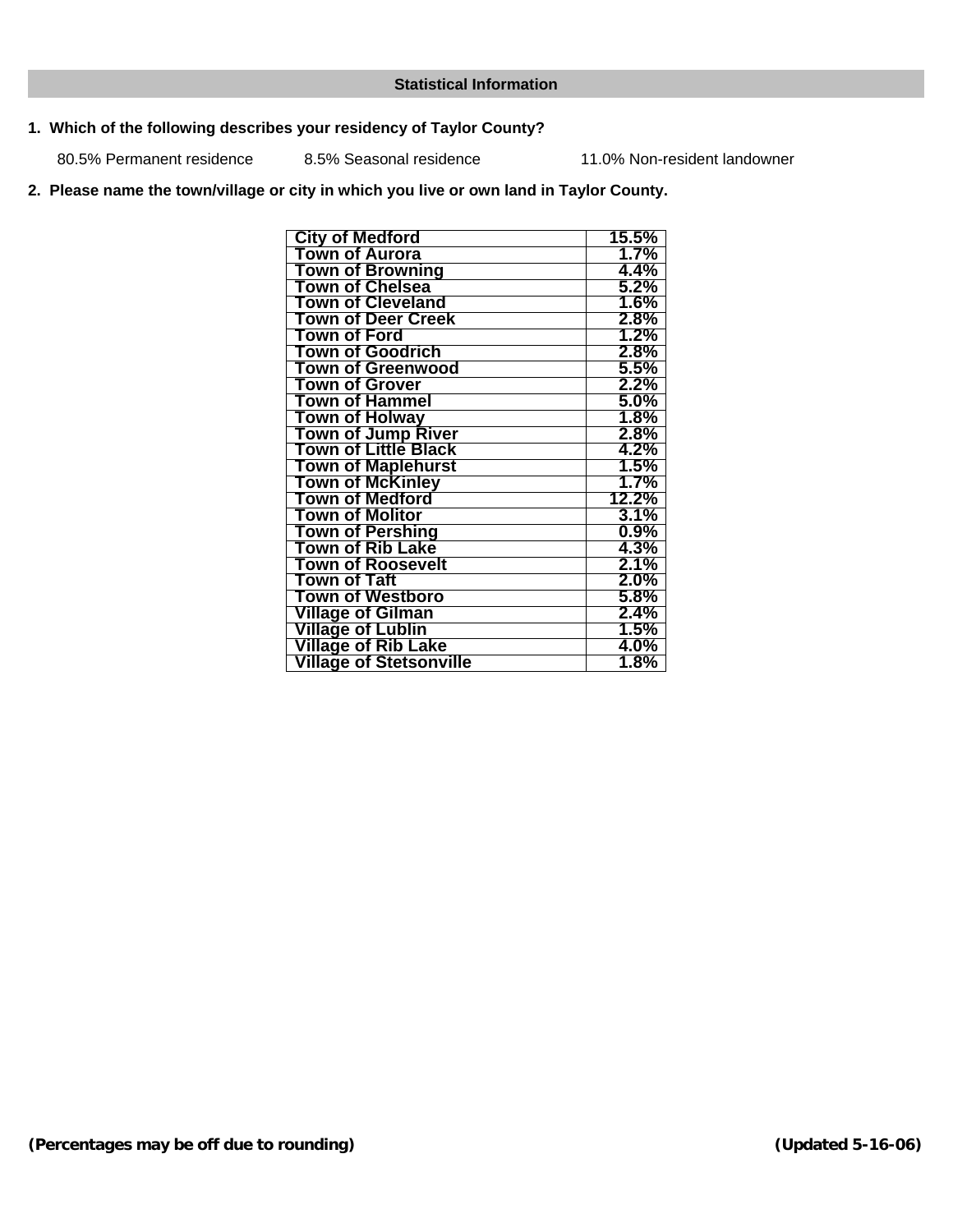## Statistical Information

**1. Which of the following describes your residency of Taylor County?**

80.5% Permanent residence 8.5% Seasonal residence 11.0% Non-resident landowner

**2. Please name the town/village or city in which you live or own land in Taylor County.**

| | |
|---|---|
| City of Medford | 15.5% |
| Town of Aurora | 1.7% |
| Town of Browning | 4.4% |
| Town of Chelsea | 5.2% |
| Town of Cleveland | 1.6% |
| Town of Deer Creek | 2.8% |
| Town of Ford | 1.2% |
| Town of Goodrich | 2.8% |
| Town of Greenwood | 5.5% |
| Town of Grover | 2.2% |
| Town of Hammel | 5.0% |
| Town of Holway | 1.8% |
| Town of Jump River | 2.8% |
| Town of Little Black | 4.2% |
| Town of Maplehurst | 1.5% |
| Town of McKinley | 1.7% |
| Town of Medford | 12.2% |
| Town of Molitor | 3.1% |
| Town of Pershing | 0.9% |
| Town of Rib Lake | 4.3% |
| Town of Roosevelt | 2.1% |
| Town of Taft | 2.0% |
| Town of Westboro | 5.8% |
| Village of Gilman | 2.4% |
| Village of Lublin | 1.5% |
| Village of Rib Lake | 4.0% |
| Village of Stetsonville | 1.8% |

***(Percentages may be off due to rounding)*** ***(Updated 5-16-06)***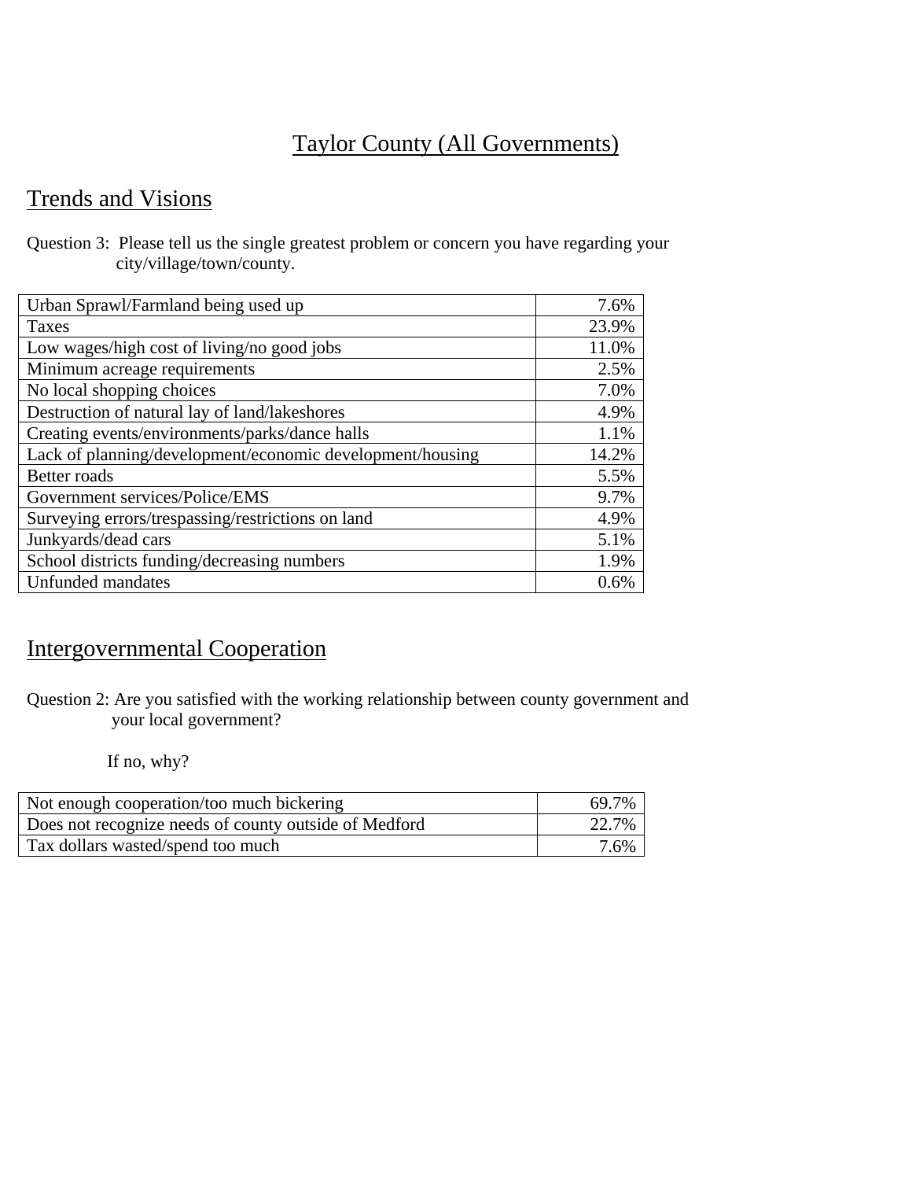# Taylor County (All Governments)

## Trends and Visions

Question 3: Please tell us the single greatest problem or concern you have regarding your city/village/town/county.

| | |
|---|---|
| Urban Sprawl/Farmland being used up | 7.6% |
| Taxes | 23.9% |
| Low wages/high cost of living/no good jobs | 11.0% |
| Minimum acreage requirements | 2.5% |
| No local shopping choices | 7.0% |
| Destruction of natural lay of land/lakeshores | 4.9% |
| Creating events/environments/parks/dance halls | 1.1% |
| Lack of planning/development/economic development/housing | 14.2% |
| Better roads | 5.5% |
| Government services/Police/EMS | 9.7% |
| Surveying errors/trespassing/restrictions on land | 4.9% |
| Junkyards/dead cars | 5.1% |
| School districts funding/decreasing numbers | 1.9% |
| Unfunded mandates | 0.6% |

## Intergovernmental Cooperation

Question 2: Are you satisfied with the working relationship between county government and your local government?

If no, why?

| | |
|---|---|
| Not enough cooperation/too much bickering | 69.7% |
| Does not recognize needs of county outside of Medford | 22.7% |
| Tax dollars wasted/spend too much | 7.6% |